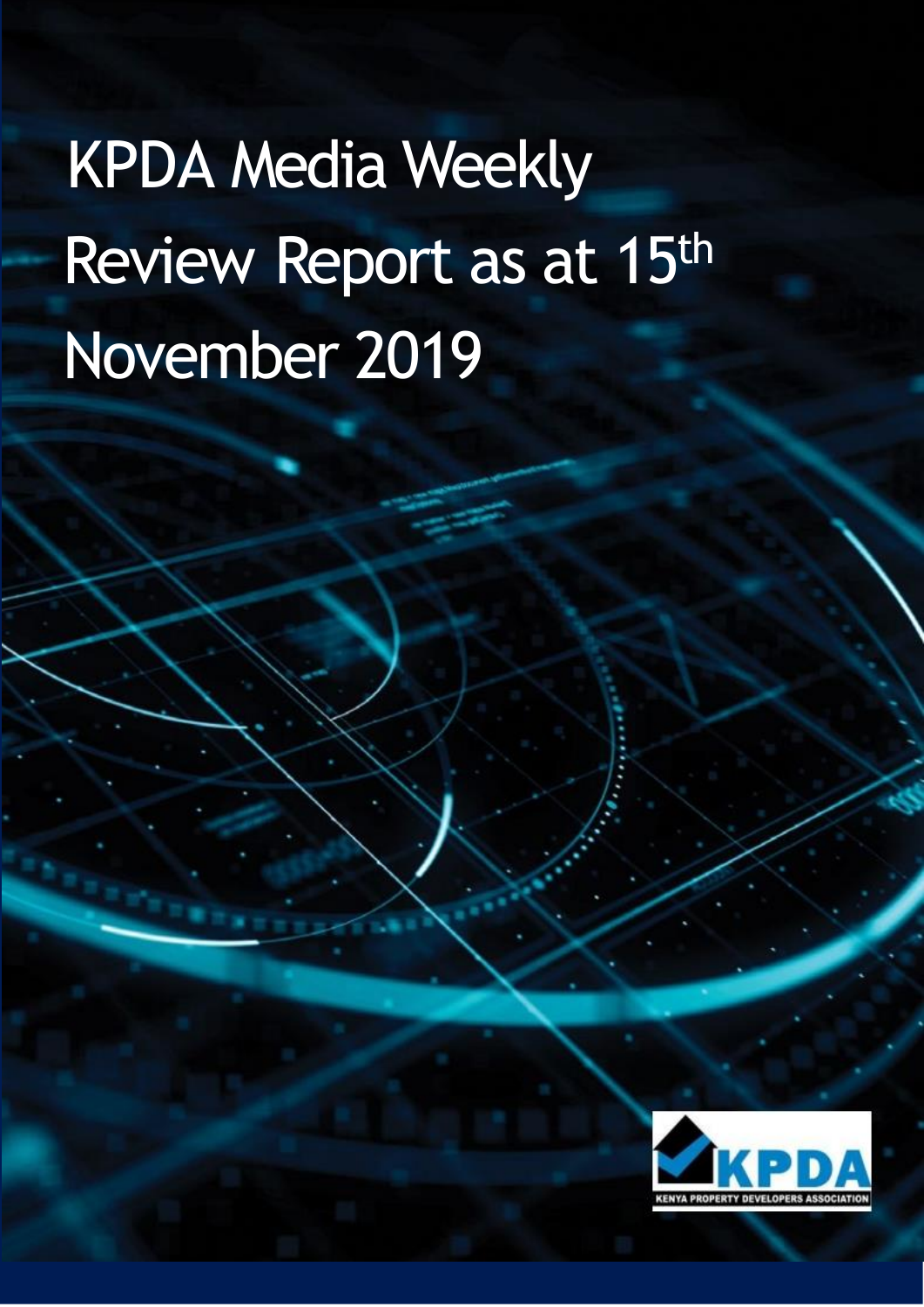# KPDA Media Weekly Review Report as at 15th November 2019

KENYA PROPERTY DEVELOPERS ASSOCIATION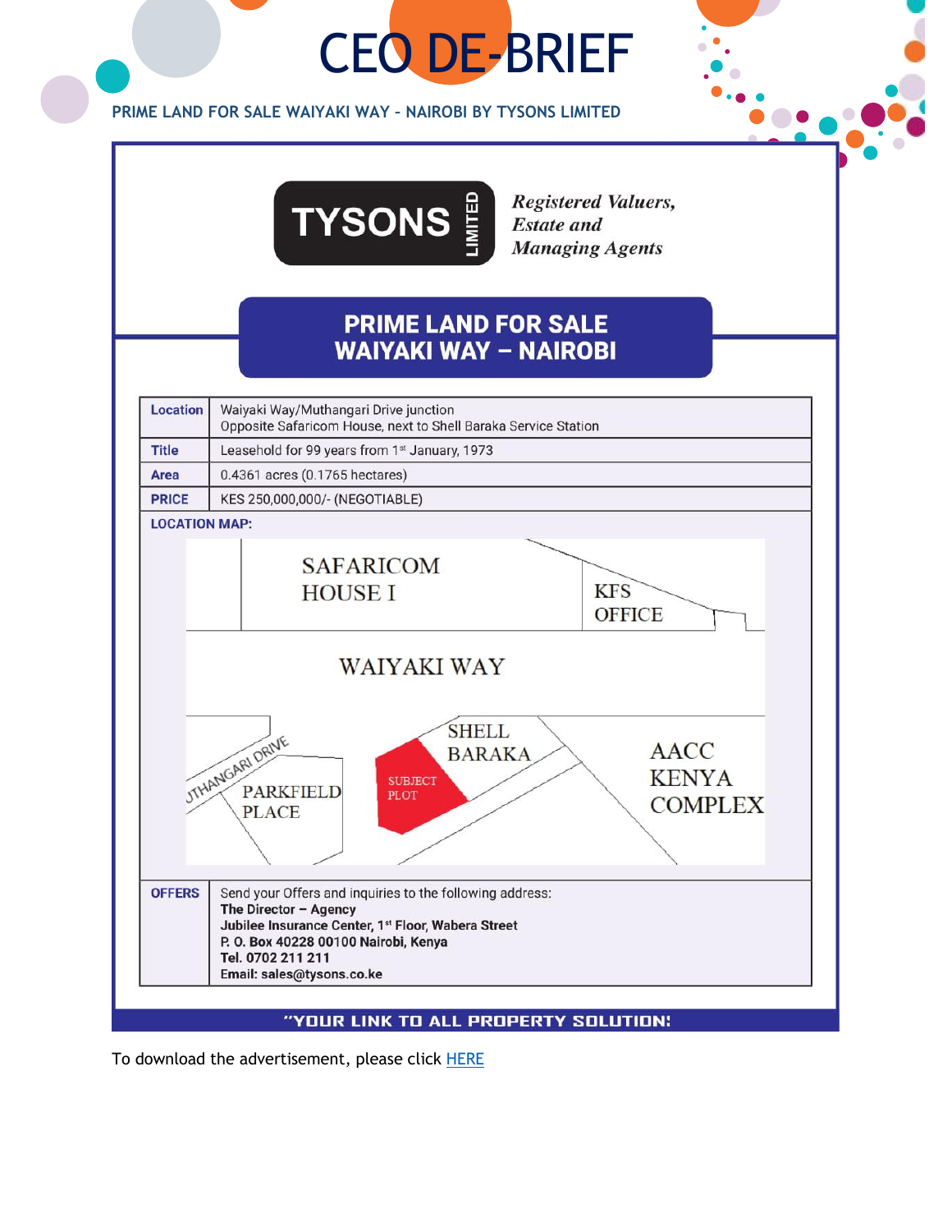# CEO DE-BRIEF

## PRIME LAND FOR SALE WAIYAKI WAY – NAIROBI BY TYSONS LIMITED

**TYSONS LIMITED**

*Registered Valuers, Estate and Managing Agents*

### PRIME LAND FOR SALE WAIYAKI WAY – NAIROBI

| | |
|---|---|
| **Location** | Waiyaki Way/Muthangari Drive junction<br>Opposite Safaricom House, next to Shell Baraka Service Station |
| **Title** | Leasehold for 99 years from 1st January, 1973 |
| **Area** | 0.4361 acres (0.1765 hectares) |
| **PRICE** | KES 250,000,000/- (NEGOTIABLE) |

**LOCATION MAP:**

SAFARICOM HOUSE I · KFS OFFICE · WAIYAKI WAY · MUTHANGARI DRIVE · PARKFIELD PLACE · SUBJECT PLOT · SHELL BARAKA · AACC KENYA COMPLEX

| | |
|---|---|
| **OFFERS** | Send your Offers and inquiries to the following address:<br>**The Director – Agency**<br>**Jubilee Insurance Center, 1st Floor, Wabera Street**<br>**P. O. Box 40228 00100 Nairobi, Kenya**<br>**Tel. 0702 211 211**<br>**Email: sales@tysons.co.ke** |

**"YOUR LINK TO ALL PROPERTY SOLUTION!**

To download the advertisement, please click HERE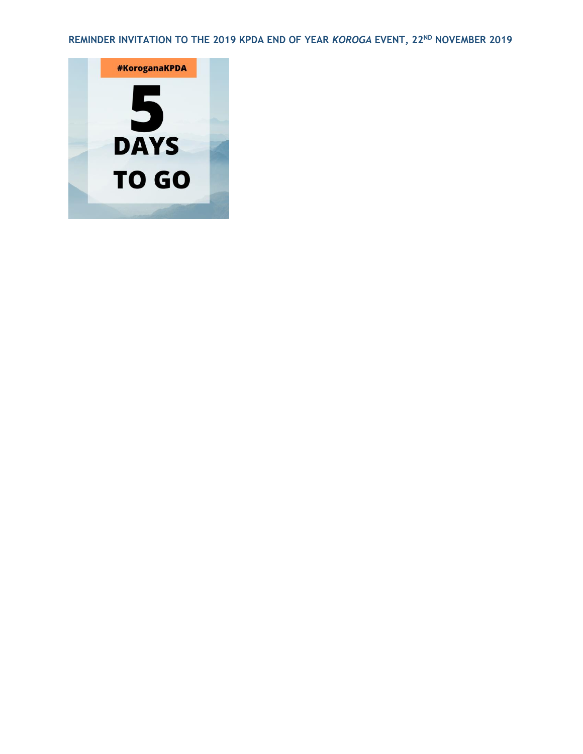## REMINDER INVITATION TO THE 2019 KPDA END OF YEAR *KOROGA* EVENT, 22ND NOVEMBER 2019

#KoroganaKPDA

5

DAYS

TO GO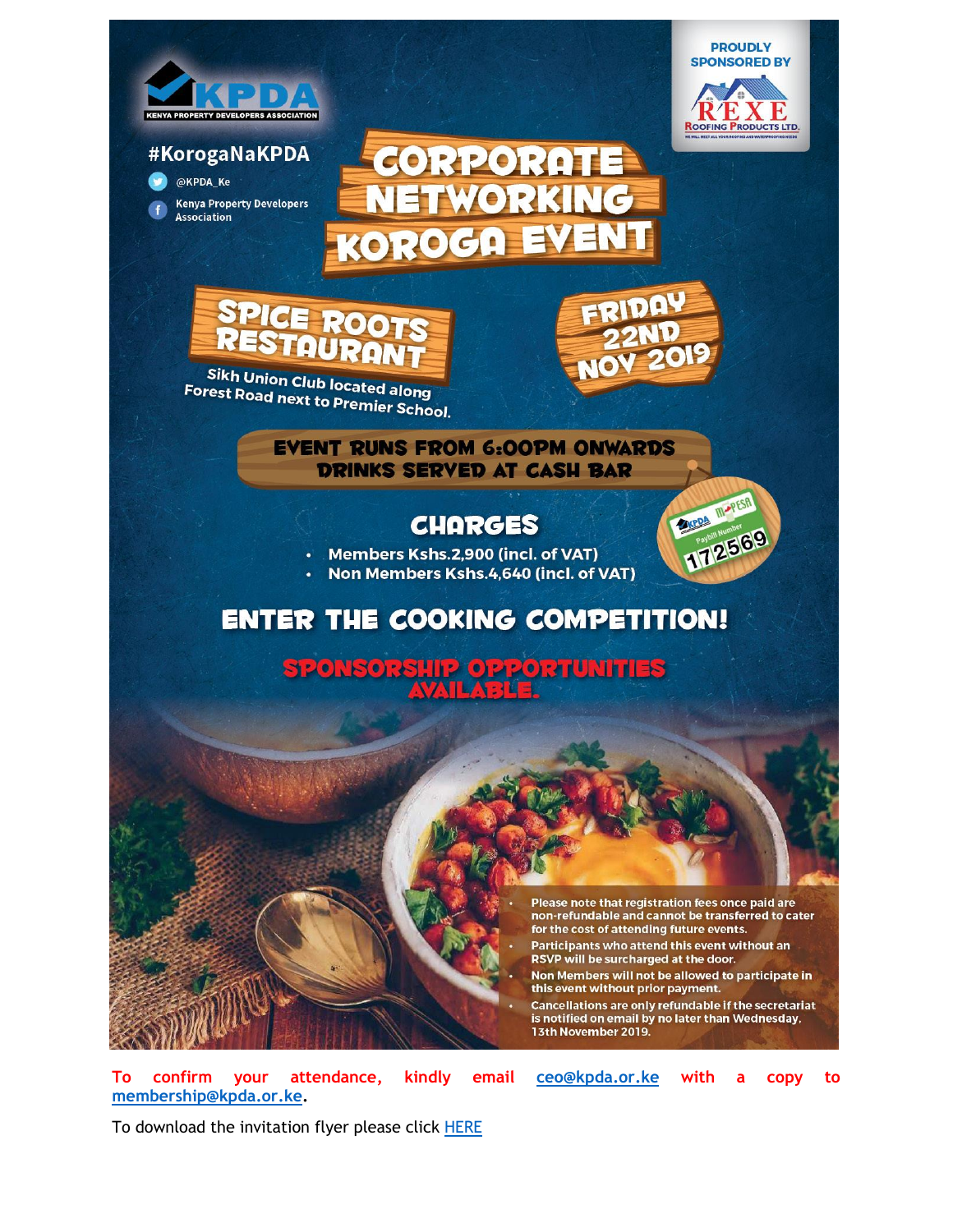KPDA
KENYA PROPERTY DEVELOPERS ASSOCIATION

PROUDLY SPONSORED BY

REXE ROOFING PRODUCTS LTD.

#KorogaNaKPDA

@KPDA_Ke

Kenya Property Developers Association

# CORPORATE NETWORKING KOROGA EVENT

## SPICE ROOTS RESTAURANT

Sikh Union Club located along Forest Road next to Premier School.

## FRIDAY 22ND NOV 2019

**EVENT RUNS FROM 6:00PM ONWARDS**
**DRINKS SERVED AT CASH BAR**

## CHARGES

- Members Kshs.2,900 (incl. of VAT)
- Non Members Kshs.4,640 (incl. of VAT)

KPDA M-PESA Paybill Number 172569

## ENTER THE COOKING COMPETITION!

**SPONSORSHIP OPPORTUNITIES AVAILABLE.**

- Please note that registration fees once paid are non-refundable and cannot be transferred to cater for the cost of attending future events.
- Participants who attend this event without an RSVP will be surcharged at the door.
- Non Members will not be allowed to participate in this event without prior payment.
- Cancellations are only refundable if the secretariat is notified on email by no later than Wednesday, 13th November 2019.

**To confirm your attendance, kindly email ceo@kpda.or.ke with a copy to membership@kpda.or.ke.**

To download the invitation flyer please click HERE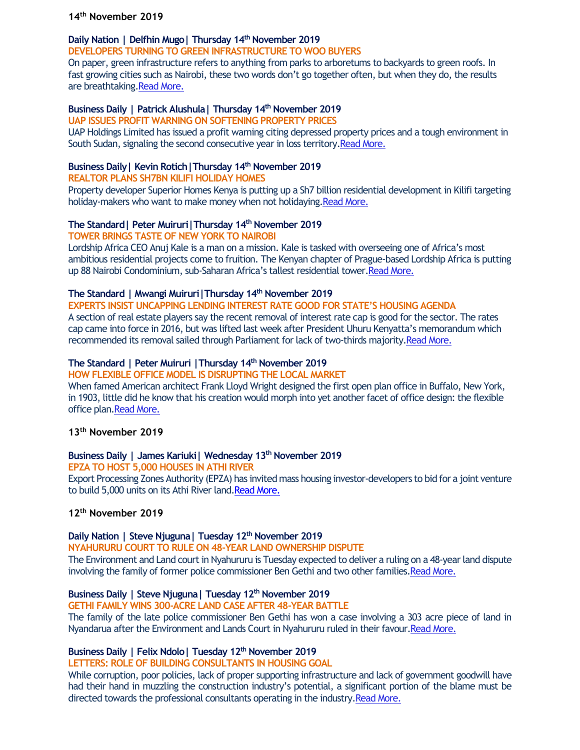**14th November 2019**

**Daily Nation | Delfhin Mugo| Thursday 14th November 2019**

**DEVELOPERS TURNING TO GREEN INFRASTRUCTURE TO WOO BUYERS**

On paper, green infrastructure refers to anything from parks to arboretums to backyards to green roofs. In fast growing cities such as Nairobi, these two words don't go together often, but when they do, the results are breathtaking.Read More.

**Business Daily | Patrick Alushula| Thursday 14th November 2019**

**UAP ISSUES PROFIT WARNING ON SOFTENING PROPERTY PRICES**

UAP Holdings Limited has issued a profit warning citing depressed property prices and a tough environment in South Sudan, signaling the second consecutive year in loss territory.Read More.

**Business Daily| Kevin Rotich|Thursday 14th November 2019**

**REALTOR PLANS SH7BN KILIFI HOLIDAY HOMES**

Property developer Superior Homes Kenya is putting up a Sh7 billion residential development in Kilifi targeting holiday-makers who want to make money when not holidaying.Read More.

**The Standard| Peter Muiruri|Thursday 14th November 2019**

**TOWER BRINGS TASTE OF NEW YORK TO NAIROBI**

Lordship Africa CEO Anuj Kale is a man on a mission. Kale is tasked with overseeing one of Africa's most ambitious residential projects come to fruition. The Kenyan chapter of Prague-based Lordship Africa is putting up 88 Nairobi Condominium, sub-Saharan Africa's tallest residential tower.Read More.

**The Standard | Mwangi Muiruri|Thursday 14th November 2019**

**EXPERTS INSIST UNCAPPING LENDING INTEREST RATE GOOD FOR STATE'S HOUSING AGENDA**

A section of real estate players say the recent removal of interest rate cap is good for the sector. The rates cap came into force in 2016, but was lifted last week after President Uhuru Kenyatta's memorandum which recommended its removal sailed through Parliament for lack of two-thirds majority.Read More.

**The Standard | Peter Muiruri |Thursday 14th November 2019**

**HOW FLEXIBLE OFFICE MODEL IS DISRUPTING THE LOCAL MARKET**

When famed American architect Frank Lloyd Wright designed the first open plan office in Buffalo, New York, in 1903, little did he know that his creation would morph into yet another facet of office design: the flexible office plan.Read More.

**13th November 2019**

**Business Daily | James Kariuki| Wednesday 13th November 2019**

**EPZA TO HOST 5,000 HOUSES IN ATHI RIVER**

Export Processing Zones Authority (EPZA) has invited mass housing investor-developers to bid for a joint venture to build 5,000 units on its Athi River land.Read More.

**12th November 2019**

**Daily Nation | Steve Njuguna| Tuesday 12th November 2019**

**NYAHURURU COURT TO RULE ON 48-YEAR LAND OWNERSHIP DISPUTE**

The Environment and Land court in Nyahururu is Tuesday expected to deliver a ruling on a 48-year land dispute involving the family of former police commissioner Ben Gethi and two other families.Read More.

**Business Daily | Steve Njuguna| Tuesday 12th November 2019**

**GETHI FAMILY WINS 300-ACRE LAND CASE AFTER 48-YEAR BATTLE**

The family of the late police commissioner Ben Gethi has won a case involving a 303 acre piece of land in Nyandarua after the Environment and Lands Court in Nyahururu ruled in their favour.Read More.

**Business Daily | Felix Ndolo| Tuesday 12th November 2019**

**LETTERS: ROLE OF BUILDING CONSULTANTS IN HOUSING GOAL**

While corruption, poor policies, lack of proper supporting infrastructure and lack of government goodwill have had their hand in muzzling the construction industry's potential, a significant portion of the blame must be directed towards the professional consultants operating in the industry.Read More.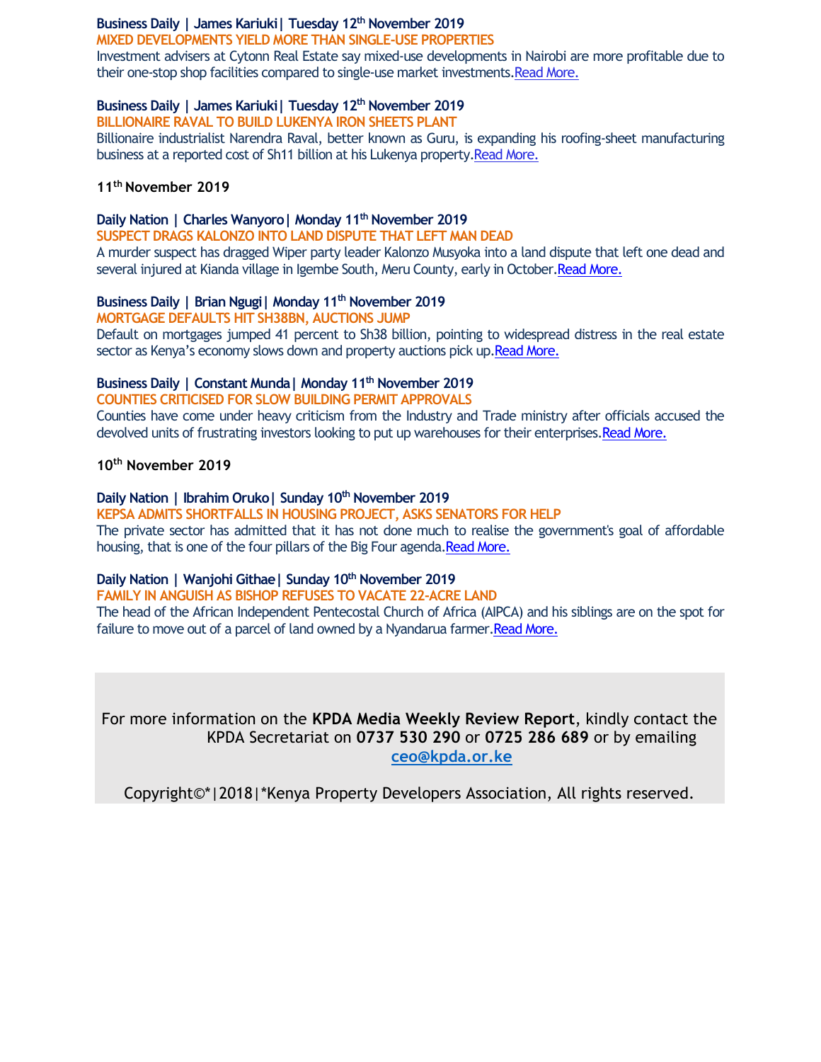**Business Daily | James Kariuki| Tuesday 12th November 2019**
**MIXED DEVELOPMENTS YIELD MORE THAN SINGLE-USE PROPERTIES**
Investment advisers at Cytonn Real Estate say mixed-use developments in Nairobi are more profitable due to their one-stop shop facilities compared to single-use market investments.Read More.

**Business Daily | James Kariuki| Tuesday 12th November 2019**
**BILLIONAIRE RAVAL TO BUILD LUKENYA IRON SHEETS PLANT**
Billionaire industrialist Narendra Raval, better known as Guru, is expanding his roofing-sheet manufacturing business at a reported cost of Sh11 billion at his Lukenya property.Read More.

**11th November 2019**

**Daily Nation | Charles Wanyoro| Monday 11th November 2019**
**SUSPECT DRAGS KALONZO INTO LAND DISPUTE THAT LEFT MAN DEAD**
A murder suspect has dragged Wiper party leader Kalonzo Musyoka into a land dispute that left one dead and several injured at Kianda village in Igembe South, Meru County, early in October.Read More.

**Business Daily | Brian Ngugi| Monday 11th November 2019**
**MORTGAGE DEFAULTS HIT SH38BN, AUCTIONS JUMP**
Default on mortgages jumped 41 percent to Sh38 billion, pointing to widespread distress in the real estate sector as Kenya's economy slows down and property auctions pick up.Read More.

**Business Daily | Constant Munda| Monday 11th November 2019**
**COUNTIES CRITICISED FOR SLOW BUILDING PERMIT APPROVALS**
Counties have come under heavy criticism from the Industry and Trade ministry after officials accused the devolved units of frustrating investors looking to put up warehouses for their enterprises.Read More.

**10th November 2019**

**Daily Nation | Ibrahim Oruko| Sunday 10th November 2019**
**KEPSA ADMITS SHORTFALLS IN HOUSING PROJECT, ASKS SENATORS FOR HELP**
The private sector has admitted that it has not done much to realise the government's goal of affordable housing, that is one of the four pillars of the Big Four agenda.Read More.

**Daily Nation | Wanjohi Githae| Sunday 10th November 2019**
**FAMILY IN ANGUISH AS BISHOP REFUSES TO VACATE 22-ACRE LAND**
The head of the African Independent Pentecostal Church of Africa (AIPCA) and his siblings are on the spot for failure to move out of a parcel of land owned by a Nyandarua farmer.Read More.

For more information on the **KPDA Media Weekly Review Report**, kindly contact the KPDA Secretariat on **0737 530 290** or **0725 286 689** or by emailing **ceo@kpda.or.ke**

Copyright©*|2018|*Kenya Property Developers Association, All rights reserved.